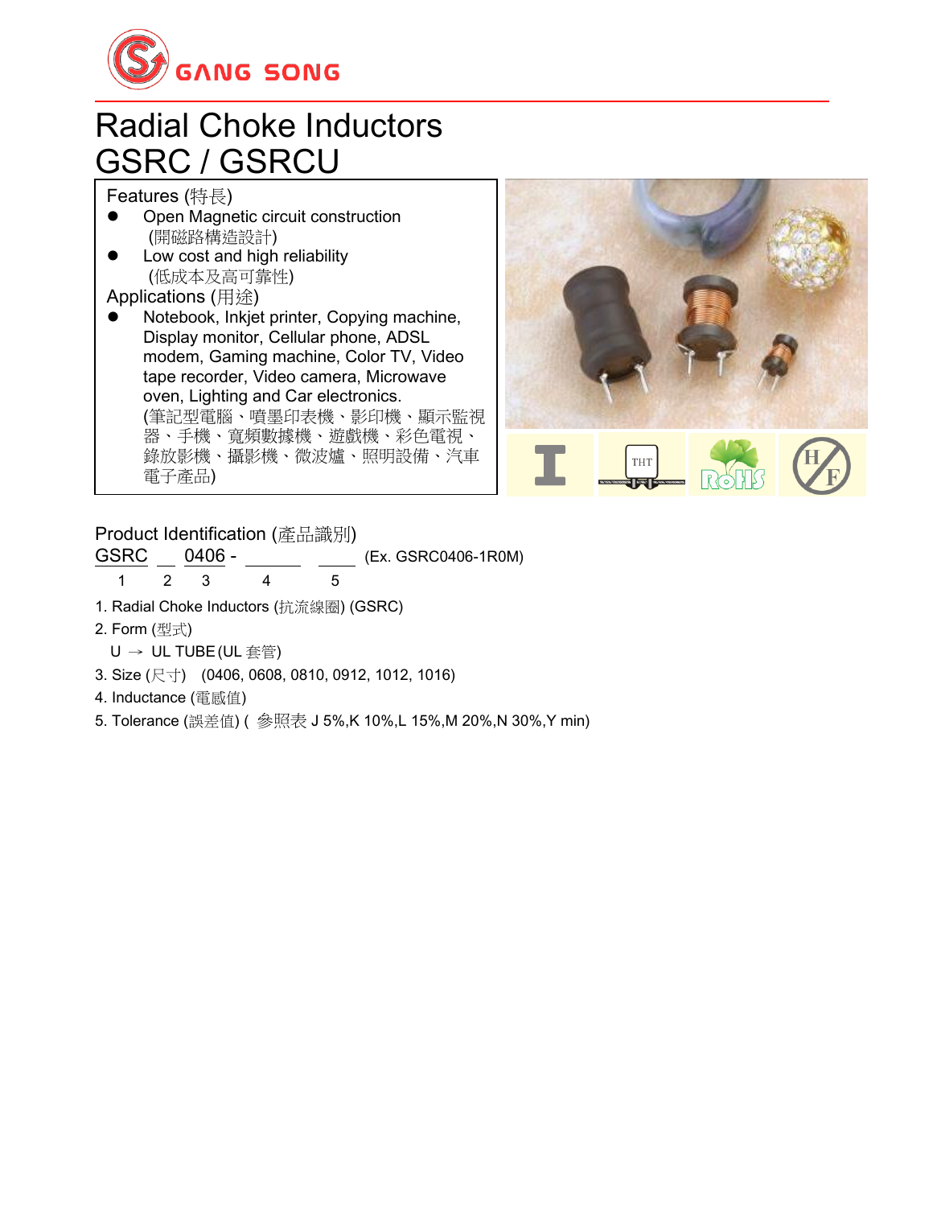GANG SONG

# Radial Choke Inductors
# GSRC / GSRCU

## Features (特長)

- Open Magnetic circuit construction
  (開磁路構造設計)
- Low cost and high reliability
  (低成本及高可靠性)

## Applications (用途)

- Notebook, Inkjet printer, Copying machine, Display monitor, Cellular phone, ADSL modem, Gaming machine, Color TV, Video tape recorder, Video camera, Microwave oven, Lighting and Car electronics.
  (筆記型電腦、噴墨印表機、影印機、顯示監視器、手機、寬頻數據機、遊戲機、彩色電視、錄放影機、攝影機、微波爐、照明設備、汽車電子產品)

## Product Identification (產品識別)

GSRC \_\_ 0406 - \_\_\_\_\_\_ \_\_\_\_ (Ex. GSRC0406-1R0M)

1 2 3 4 5

1. Radial Choke Inductors (抗流線圈) (GSRC)
2. Form (型式)
   U → UL TUBE (UL 套管)
3. Size (尺寸) (0406, 0608, 0810, 0912, 1012, 1016)
4. Inductance (電感值)
5. Tolerance (誤差值) ( 參照表 J 5%,K 10%,L 15%,M 20%,N 30%,Y min)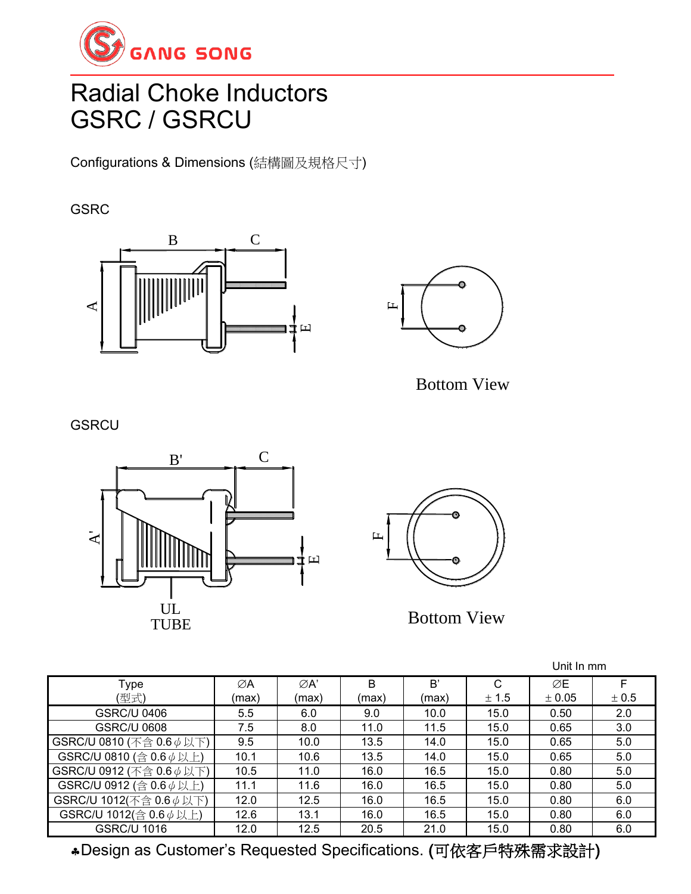GANG SONG

# Radial Choke Inductors
# GSRC / GSRCU

Configurations & Dimensions (結構圖及規格尺寸)

GSRC

Bottom View

GSRCU

UL TUBE

Bottom View

Unit In mm

| Type (型式) | ∅A (max) | ∅A' (max) | B (max) | B' (max) | C ± 1.5 | ∅E ± 0.05 | F ± 0.5 |
|---|---|---|---|---|---|---|---|
| GSRC/U 0406 | 5.5 | 6.0 | 9.0 | 10.0 | 15.0 | 0.50 | 2.0 |
| GSRC/U 0608 | 7.5 | 8.0 | 11.0 | 11.5 | 15.0 | 0.65 | 3.0 |
| GSRC/U 0810 (不含 0.6ϕ 以下) | 9.5 | 10.0 | 13.5 | 14.0 | 15.0 | 0.65 | 5.0 |
| GSRC/U 0810 (含 0.6ϕ 以上) | 10.1 | 10.6 | 13.5 | 14.0 | 15.0 | 0.65 | 5.0 |
| GSRC/U 0912 (不含 0.6ϕ 以下) | 10.5 | 11.0 | 16.0 | 16.5 | 15.0 | 0.80 | 5.0 |
| GSRC/U 0912 (含 0.6ϕ 以上) | 11.1 | 11.6 | 16.0 | 16.5 | 15.0 | 0.80 | 5.0 |
| GSRC/U 1012(不含 0.6ϕ 以下) | 12.0 | 12.5 | 16.0 | 16.5 | 15.0 | 0.80 | 6.0 |
| GSRC/U 1012(含 0.6ϕ 以上) | 12.6 | 13.1 | 16.0 | 16.5 | 15.0 | 0.80 | 6.0 |
| GSRC/U 1016 | 12.0 | 12.5 | 20.5 | 21.0 | 15.0 | 0.80 | 6.0 |

♣Design as Customer's Requested Specifications. (可依客戶特殊需求設計)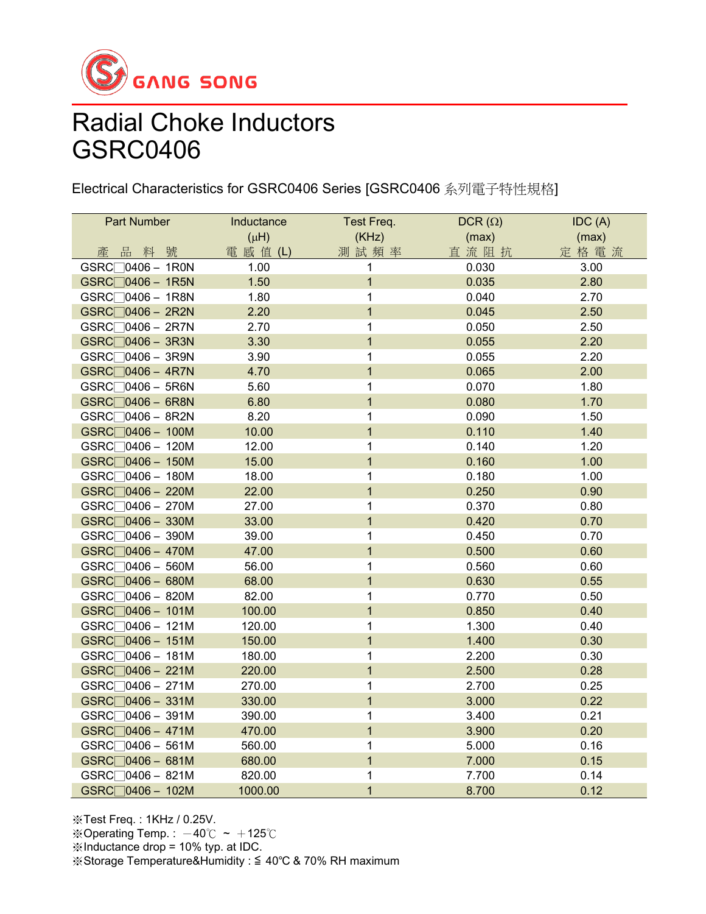GANG SONG

# Radial Choke Inductors
# GSRC0406

Electrical Characteristics for GSRC0406 Series [GSRC0406 系列電子特性規格]

| Part Number<br>產 品 料 號 | Inductance<br>(μH)<br>電 感 值 (L) | Test Freq.<br>(KHz)<br>測 試 頻 率 | DCR (Ω)<br>(max)<br>直 流 阻 抗 | IDC (A)<br>(max)<br>定 格 電 流 |
|---|---|---|---|---|
| GSRC□0406－1R0N | 1.00 | 1 | 0.030 | 3.00 |
| GSRC□0406－1R5N | 1.50 | 1 | 0.035 | 2.80 |
| GSRC□0406－1R8N | 1.80 | 1 | 0.040 | 2.70 |
| GSRC□0406－2R2N | 2.20 | 1 | 0.045 | 2.50 |
| GSRC□0406－2R7N | 2.70 | 1 | 0.050 | 2.50 |
| GSRC□0406－3R3N | 3.30 | 1 | 0.055 | 2.20 |
| GSRC□0406－3R9N | 3.90 | 1 | 0.055 | 2.20 |
| GSRC□0406－4R7N | 4.70 | 1 | 0.065 | 2.00 |
| GSRC□0406－5R6N | 5.60 | 1 | 0.070 | 1.80 |
| GSRC□0406－6R8N | 6.80 | 1 | 0.080 | 1.70 |
| GSRC□0406－8R2N | 8.20 | 1 | 0.090 | 1.50 |
| GSRC□0406－100M | 10.00 | 1 | 0.110 | 1.40 |
| GSRC□0406－120M | 12.00 | 1 | 0.140 | 1.20 |
| GSRC□0406－150M | 15.00 | 1 | 0.160 | 1.00 |
| GSRC□0406－180M | 18.00 | 1 | 0.180 | 1.00 |
| GSRC□0406－220M | 22.00 | 1 | 0.250 | 0.90 |
| GSRC□0406－270M | 27.00 | 1 | 0.370 | 0.80 |
| GSRC□0406－330M | 33.00 | 1 | 0.420 | 0.70 |
| GSRC□0406－390M | 39.00 | 1 | 0.450 | 0.70 |
| GSRC□0406－470M | 47.00 | 1 | 0.500 | 0.60 |
| GSRC□0406－560M | 56.00 | 1 | 0.560 | 0.60 |
| GSRC□0406－680M | 68.00 | 1 | 0.630 | 0.55 |
| GSRC□0406－820M | 82.00 | 1 | 0.770 | 0.50 |
| GSRC□0406－101M | 100.00 | 1 | 0.850 | 0.40 |
| GSRC□0406－121M | 120.00 | 1 | 1.300 | 0.40 |
| GSRC□0406－151M | 150.00 | 1 | 1.400 | 0.30 |
| GSRC□0406－181M | 180.00 | 1 | 2.200 | 0.30 |
| GSRC□0406－221M | 220.00 | 1 | 2.500 | 0.28 |
| GSRC□0406－271M | 270.00 | 1 | 2.700 | 0.25 |
| GSRC□0406－331M | 330.00 | 1 | 3.000 | 0.22 |
| GSRC□0406－391M | 390.00 | 1 | 3.400 | 0.21 |
| GSRC□0406－471M | 470.00 | 1 | 3.900 | 0.20 |
| GSRC□0406－561M | 560.00 | 1 | 5.000 | 0.16 |
| GSRC□0406－681M | 680.00 | 1 | 7.000 | 0.15 |
| GSRC□0406－821M | 820.00 | 1 | 7.700 | 0.14 |
| GSRC□0406－102M | 1000.00 | 1 | 8.700 | 0.12 |

※Test Freq. : 1KHz / 0.25V.
※Operating Temp. : －40℃ ~ ＋125℃
※Inductance drop = 10% typ. at IDC.
※Storage Temperature&Humidity : ≦ 40℃ & 70% RH maximum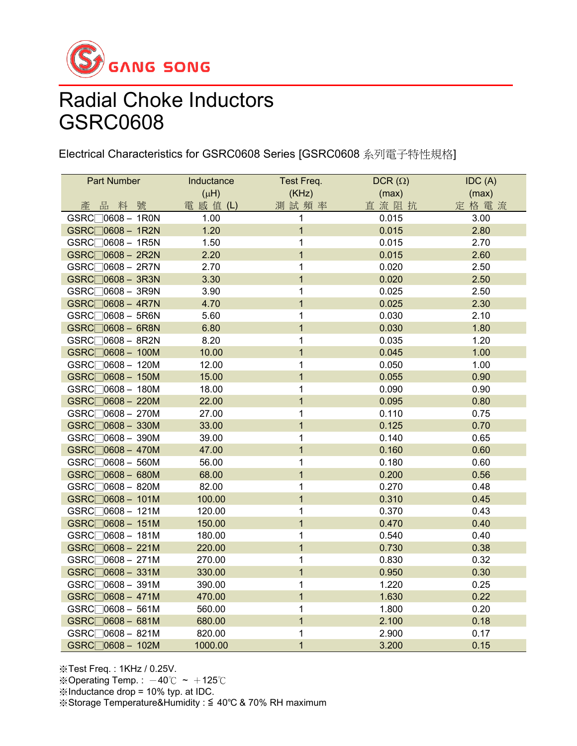GANG SONG

# Radial Choke Inductors
# GSRC0608

Electrical Characteristics for GSRC0608 Series [GSRC0608 系列電子特性規格]

| Part Number<br>產 品 料 號 | Inductance<br>(μH)<br>電 感 值 (L) | Test Freq.<br>(KHz)<br>測 試 頻 率 | DCR (Ω)<br>(max)<br>直 流 阻 抗 | IDC (A)<br>(max)<br>定 格 電 流 |
|---|---|---|---|---|
| GSRC□0608 – 1R0N | 1.00 | 1 | 0.015 | 3.00 |
| GSRC□0608 – 1R2N | 1.20 | 1 | 0.015 | 2.80 |
| GSRC□0608 – 1R5N | 1.50 | 1 | 0.015 | 2.70 |
| GSRC□0608 – 2R2N | 2.20 | 1 | 0.015 | 2.60 |
| GSRC□0608 – 2R7N | 2.70 | 1 | 0.020 | 2.50 |
| GSRC□0608 – 3R3N | 3.30 | 1 | 0.020 | 2.50 |
| GSRC□0608 – 3R9N | 3.90 | 1 | 0.025 | 2.50 |
| GSRC□0608 – 4R7N | 4.70 | 1 | 0.025 | 2.30 |
| GSRC□0608 – 5R6N | 5.60 | 1 | 0.030 | 2.10 |
| GSRC□0608 – 6R8N | 6.80 | 1 | 0.030 | 1.80 |
| GSRC□0608 – 8R2N | 8.20 | 1 | 0.035 | 1.20 |
| GSRC□0608 – 100M | 10.00 | 1 | 0.045 | 1.00 |
| GSRC□0608 – 120M | 12.00 | 1 | 0.050 | 1.00 |
| GSRC□0608 – 150M | 15.00 | 1 | 0.055 | 0.90 |
| GSRC□0608 – 180M | 18.00 | 1 | 0.090 | 0.90 |
| GSRC□0608 – 220M | 22.00 | 1 | 0.095 | 0.80 |
| GSRC□0608 – 270M | 27.00 | 1 | 0.110 | 0.75 |
| GSRC□0608 – 330M | 33.00 | 1 | 0.125 | 0.70 |
| GSRC□0608 – 390M | 39.00 | 1 | 0.140 | 0.65 |
| GSRC□0608 – 470M | 47.00 | 1 | 0.160 | 0.60 |
| GSRC□0608 – 560M | 56.00 | 1 | 0.180 | 0.60 |
| GSRC□0608 – 680M | 68.00 | 1 | 0.200 | 0.56 |
| GSRC□0608 – 820M | 82.00 | 1 | 0.270 | 0.48 |
| GSRC□0608 – 101M | 100.00 | 1 | 0.310 | 0.45 |
| GSRC□0608 – 121M | 120.00 | 1 | 0.370 | 0.43 |
| GSRC□0608 – 151M | 150.00 | 1 | 0.470 | 0.40 |
| GSRC□0608 – 181M | 180.00 | 1 | 0.540 | 0.40 |
| GSRC□0608 – 221M | 220.00 | 1 | 0.730 | 0.38 |
| GSRC□0608 – 271M | 270.00 | 1 | 0.830 | 0.32 |
| GSRC□0608 – 331M | 330.00 | 1 | 0.950 | 0.30 |
| GSRC□0608 – 391M | 390.00 | 1 | 1.220 | 0.25 |
| GSRC□0608 – 471M | 470.00 | 1 | 1.630 | 0.22 |
| GSRC□0608 – 561M | 560.00 | 1 | 1.800 | 0.20 |
| GSRC□0608 – 681M | 680.00 | 1 | 2.100 | 0.18 |
| GSRC□0608 – 821M | 820.00 | 1 | 2.900 | 0.17 |
| GSRC□0608 – 102M | 1000.00 | 1 | 3.200 | 0.15 |

※Test Freq. : 1KHz / 0.25V.
※Operating Temp. : －40℃ ~ ＋125℃
※Inductance drop = 10% typ. at IDC.
※Storage Temperature&Humidity : ≦ 40°C & 70% RH maximum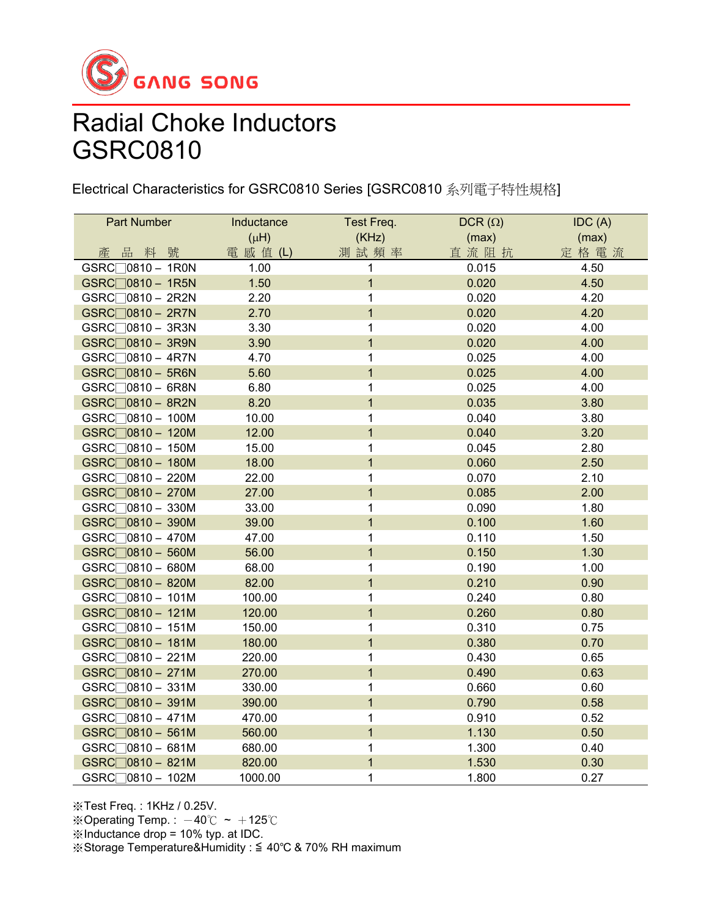GANG SONG

# Radial Choke Inductors
# GSRC0810

Electrical Characteristics for GSRC0810 Series [GSRC0810 系列電子特性規格]

| Part Number<br>產 品 料 號 | Inductance<br>(μH)<br>電 感 值 (L) | Test Freq.<br>(KHz)<br>測 試 頻 率 | DCR (Ω)<br>(max)<br>直 流 阻 抗 | IDC (A)<br>(max)<br>定 格 電 流 |
|---|---|---|---|---|
| GSRC□0810 – 1R0N | 1.00 | 1 | 0.015 | 4.50 |
| GSRC□0810 – 1R5N | 1.50 | 1 | 0.020 | 4.50 |
| GSRC□0810 – 2R2N | 2.20 | 1 | 0.020 | 4.20 |
| GSRC□0810 – 2R7N | 2.70 | 1 | 0.020 | 4.20 |
| GSRC□0810 – 3R3N | 3.30 | 1 | 0.020 | 4.00 |
| GSRC□0810 – 3R9N | 3.90 | 1 | 0.020 | 4.00 |
| GSRC□0810 – 4R7N | 4.70 | 1 | 0.025 | 4.00 |
| GSRC□0810 – 5R6N | 5.60 | 1 | 0.025 | 4.00 |
| GSRC□0810 – 6R8N | 6.80 | 1 | 0.025 | 4.00 |
| GSRC□0810 – 8R2N | 8.20 | 1 | 0.035 | 3.80 |
| GSRC□0810 – 100M | 10.00 | 1 | 0.040 | 3.80 |
| GSRC□0810 – 120M | 12.00 | 1 | 0.040 | 3.20 |
| GSRC□0810 – 150M | 15.00 | 1 | 0.045 | 2.80 |
| GSRC□0810 – 180M | 18.00 | 1 | 0.060 | 2.50 |
| GSRC□0810 – 220M | 22.00 | 1 | 0.070 | 2.10 |
| GSRC□0810 – 270M | 27.00 | 1 | 0.085 | 2.00 |
| GSRC□0810 – 330M | 33.00 | 1 | 0.090 | 1.80 |
| GSRC□0810 – 390M | 39.00 | 1 | 0.100 | 1.60 |
| GSRC□0810 – 470M | 47.00 | 1 | 0.110 | 1.50 |
| GSRC□0810 – 560M | 56.00 | 1 | 0.150 | 1.30 |
| GSRC□0810 – 680M | 68.00 | 1 | 0.190 | 1.00 |
| GSRC□0810 – 820M | 82.00 | 1 | 0.210 | 0.90 |
| GSRC□0810 – 101M | 100.00 | 1 | 0.240 | 0.80 |
| GSRC□0810 – 121M | 120.00 | 1 | 0.260 | 0.80 |
| GSRC□0810 – 151M | 150.00 | 1 | 0.310 | 0.75 |
| GSRC□0810 – 181M | 180.00 | 1 | 0.380 | 0.70 |
| GSRC□0810 – 221M | 220.00 | 1 | 0.430 | 0.65 |
| GSRC□0810 – 271M | 270.00 | 1 | 0.490 | 0.63 |
| GSRC□0810 – 331M | 330.00 | 1 | 0.660 | 0.60 |
| GSRC□0810 – 391M | 390.00 | 1 | 0.790 | 0.58 |
| GSRC□0810 – 471M | 470.00 | 1 | 0.910 | 0.52 |
| GSRC□0810 – 561M | 560.00 | 1 | 1.130 | 0.50 |
| GSRC□0810 – 681M | 680.00 | 1 | 1.300 | 0.40 |
| GSRC□0810 – 821M | 820.00 | 1 | 1.530 | 0.30 |
| GSRC□0810 – 102M | 1000.00 | 1 | 1.800 | 0.27 |

※Test Freq. : 1KHz / 0.25V.
※Operating Temp. : −40℃ ~ ＋125℃
※Inductance drop = 10% typ. at IDC.
※Storage Temperature&Humidity : ≦ 40℃ & 70% RH maximum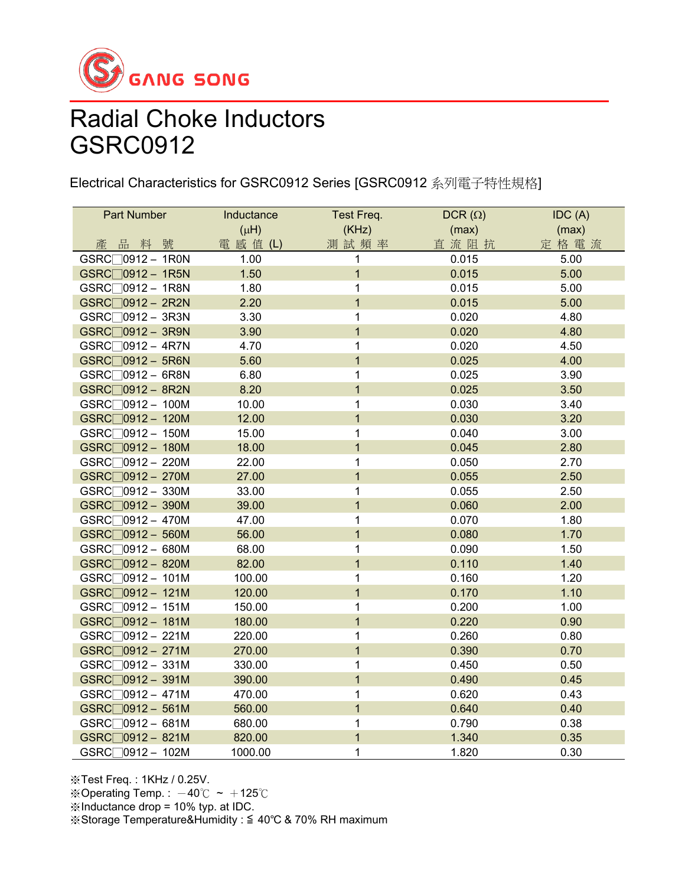GANG SONG

# Radial Choke Inductors
# GSRC0912

Electrical Characteristics for GSRC0912 Series [GSRC0912 系列電子特性規格]

| Part Number<br>產 品 料 號 | Inductance<br>(μH)<br>電 感 值 (L) | Test Freq.<br>(KHz)<br>測 試 頻 率 | DCR (Ω)<br>(max)<br>直 流 阻 抗 | IDC (A)<br>(max)<br>定 格 電 流 |
|---|---|---|---|---|
| GSRC□0912 – 1R0N | 1.00 | 1 | 0.015 | 5.00 |
| GSRC□0912 – 1R5N | 1.50 | 1 | 0.015 | 5.00 |
| GSRC□0912 – 1R8N | 1.80 | 1 | 0.015 | 5.00 |
| GSRC□0912 – 2R2N | 2.20 | 1 | 0.015 | 5.00 |
| GSRC□0912 – 3R3N | 3.30 | 1 | 0.020 | 4.80 |
| GSRC□0912 – 3R9N | 3.90 | 1 | 0.020 | 4.80 |
| GSRC□0912 – 4R7N | 4.70 | 1 | 0.020 | 4.50 |
| GSRC□0912 – 5R6N | 5.60 | 1 | 0.025 | 4.00 |
| GSRC□0912 – 6R8N | 6.80 | 1 | 0.025 | 3.90 |
| GSRC□0912 – 8R2N | 8.20 | 1 | 0.025 | 3.50 |
| GSRC□0912 – 100M | 10.00 | 1 | 0.030 | 3.40 |
| GSRC□0912 – 120M | 12.00 | 1 | 0.030 | 3.20 |
| GSRC□0912 – 150M | 15.00 | 1 | 0.040 | 3.00 |
| GSRC□0912 – 180M | 18.00 | 1 | 0.045 | 2.80 |
| GSRC□0912 – 220M | 22.00 | 1 | 0.050 | 2.70 |
| GSRC□0912 – 270M | 27.00 | 1 | 0.055 | 2.50 |
| GSRC□0912 – 330M | 33.00 | 1 | 0.055 | 2.50 |
| GSRC□0912 – 390M | 39.00 | 1 | 0.060 | 2.00 |
| GSRC□0912 – 470M | 47.00 | 1 | 0.070 | 1.80 |
| GSRC□0912 – 560M | 56.00 | 1 | 0.080 | 1.70 |
| GSRC□0912 – 680M | 68.00 | 1 | 0.090 | 1.50 |
| GSRC□0912 – 820M | 82.00 | 1 | 0.110 | 1.40 |
| GSRC□0912 – 101M | 100.00 | 1 | 0.160 | 1.20 |
| GSRC□0912 – 121M | 120.00 | 1 | 0.170 | 1.10 |
| GSRC□0912 – 151M | 150.00 | 1 | 0.200 | 1.00 |
| GSRC□0912 – 181M | 180.00 | 1 | 0.220 | 0.90 |
| GSRC□0912 – 221M | 220.00 | 1 | 0.260 | 0.80 |
| GSRC□0912 – 271M | 270.00 | 1 | 0.390 | 0.70 |
| GSRC□0912 – 331M | 330.00 | 1 | 0.450 | 0.50 |
| GSRC□0912 – 391M | 390.00 | 1 | 0.490 | 0.45 |
| GSRC□0912 – 471M | 470.00 | 1 | 0.620 | 0.43 |
| GSRC□0912 – 561M | 560.00 | 1 | 0.640 | 0.40 |
| GSRC□0912 – 681M | 680.00 | 1 | 0.790 | 0.38 |
| GSRC□0912 – 821M | 820.00 | 1 | 1.340 | 0.35 |
| GSRC□0912 – 102M | 1000.00 | 1 | 1.820 | 0.30 |

※Test Freq. : 1KHz / 0.25V.
※Operating Temp. : －40℃ ~ ＋125℃
※Inductance drop = 10% typ. at IDC.
※Storage Temperature&Humidity : ≦ 40℃ & 70% RH maximum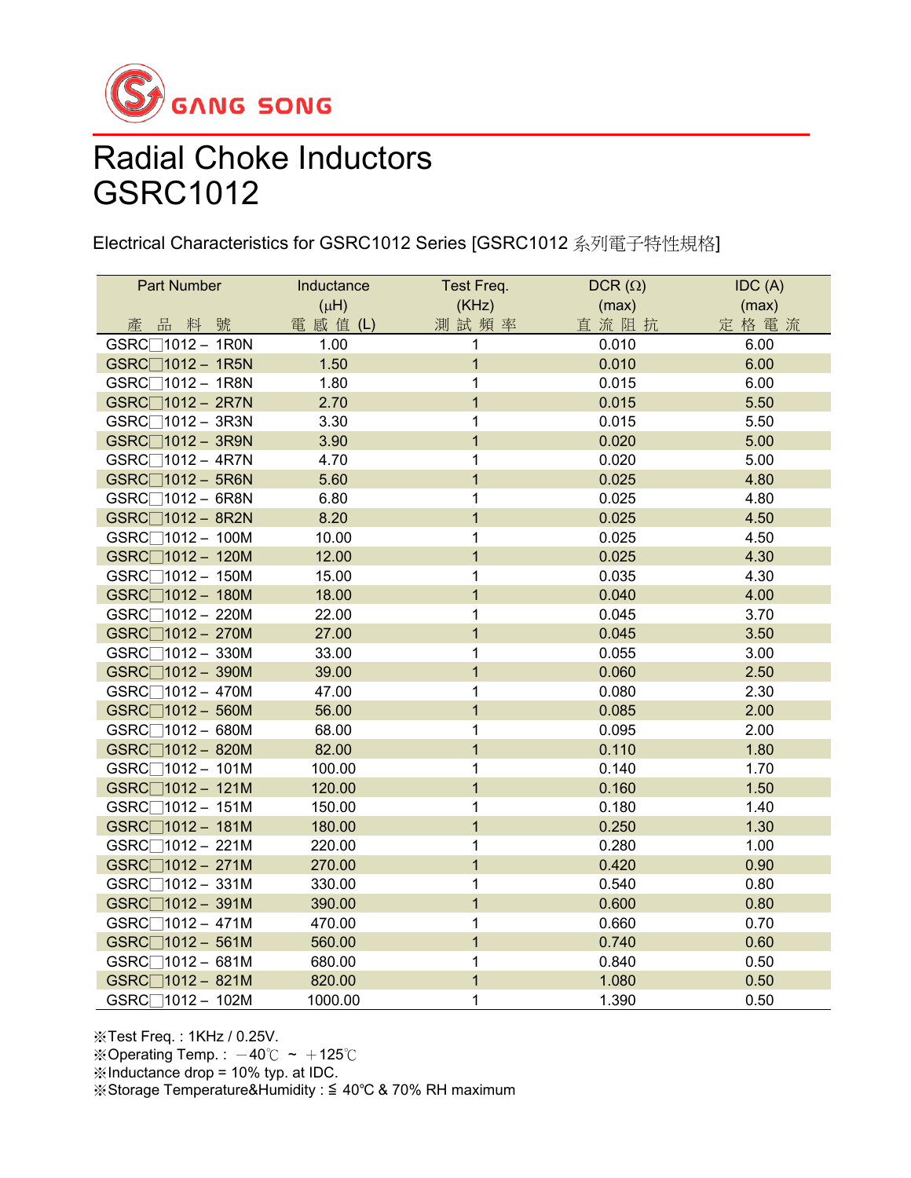GANG SONG

# Radial Choke Inductors
# GSRC1012

Electrical Characteristics for GSRC1012 Series [GSRC1012 系列電子特性規格]

| Part Number<br>產 品 料 號 | Inductance<br>(μH)<br>電 感 值 (L) | Test Freq.<br>(KHz)<br>測 試 頻 率 | DCR (Ω)<br>(max)<br>直 流 阻 抗 | IDC (A)<br>(max)<br>定 格 電 流 |
|---|---|---|---|---|
| GSRC□1012 – 1R0N | 1.00 | 1 | 0.010 | 6.00 |
| GSRC□1012 – 1R5N | 1.50 | 1 | 0.010 | 6.00 |
| GSRC□1012 – 1R8N | 1.80 | 1 | 0.015 | 6.00 |
| GSRC□1012 – 2R7N | 2.70 | 1 | 0.015 | 5.50 |
| GSRC□1012 – 3R3N | 3.30 | 1 | 0.015 | 5.50 |
| GSRC□1012 – 3R9N | 3.90 | 1 | 0.020 | 5.00 |
| GSRC□1012 – 4R7N | 4.70 | 1 | 0.020 | 5.00 |
| GSRC□1012 – 5R6N | 5.60 | 1 | 0.025 | 4.80 |
| GSRC□1012 – 6R8N | 6.80 | 1 | 0.025 | 4.80 |
| GSRC□1012 – 8R2N | 8.20 | 1 | 0.025 | 4.50 |
| GSRC□1012 – 100M | 10.00 | 1 | 0.025 | 4.50 |
| GSRC□1012 – 120M | 12.00 | 1 | 0.025 | 4.30 |
| GSRC□1012 – 150M | 15.00 | 1 | 0.035 | 4.30 |
| GSRC□1012 – 180M | 18.00 | 1 | 0.040 | 4.00 |
| GSRC□1012 – 220M | 22.00 | 1 | 0.045 | 3.70 |
| GSRC□1012 – 270M | 27.00 | 1 | 0.045 | 3.50 |
| GSRC□1012 – 330M | 33.00 | 1 | 0.055 | 3.00 |
| GSRC□1012 – 390M | 39.00 | 1 | 0.060 | 2.50 |
| GSRC□1012 – 470M | 47.00 | 1 | 0.080 | 2.30 |
| GSRC□1012 – 560M | 56.00 | 1 | 0.085 | 2.00 |
| GSRC□1012 – 680M | 68.00 | 1 | 0.095 | 2.00 |
| GSRC□1012 – 820M | 82.00 | 1 | 0.110 | 1.80 |
| GSRC□1012 – 101M | 100.00 | 1 | 0.140 | 1.70 |
| GSRC□1012 – 121M | 120.00 | 1 | 0.160 | 1.50 |
| GSRC□1012 – 151M | 150.00 | 1 | 0.180 | 1.40 |
| GSRC□1012 – 181M | 180.00 | 1 | 0.250 | 1.30 |
| GSRC□1012 – 221M | 220.00 | 1 | 0.280 | 1.00 |
| GSRC□1012 – 271M | 270.00 | 1 | 0.420 | 0.90 |
| GSRC□1012 – 331M | 330.00 | 1 | 0.540 | 0.80 |
| GSRC□1012 – 391M | 390.00 | 1 | 0.600 | 0.80 |
| GSRC□1012 – 471M | 470.00 | 1 | 0.660 | 0.70 |
| GSRC□1012 – 561M | 560.00 | 1 | 0.740 | 0.60 |
| GSRC□1012 – 681M | 680.00 | 1 | 0.840 | 0.50 |
| GSRC□1012 – 821M | 820.00 | 1 | 1.080 | 0.50 |
| GSRC□1012 – 102M | 1000.00 | 1 | 1.390 | 0.50 |

※Test Freq. : 1KHz / 0.25V.
※Operating Temp. : －40℃ ~ ＋125℃
※Inductance drop = 10% typ. at IDC.
※Storage Temperature&Humidity : ≦ 40℃ & 70% RH maximum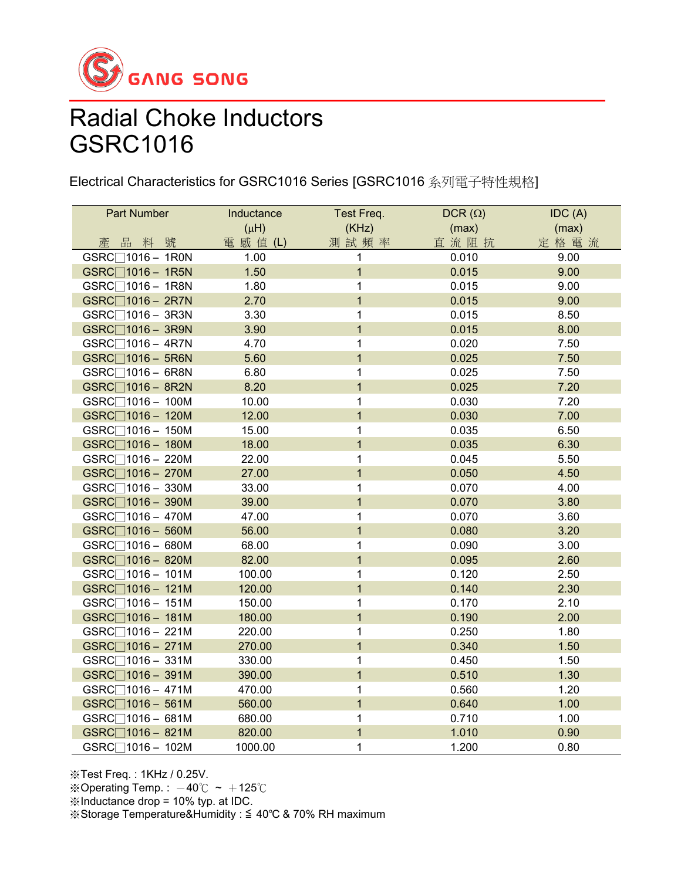GANG SONG

# Radial Choke Inductors
# GSRC1016

Electrical Characteristics for GSRC1016 Series [GSRC1016 系列電子特性規格]

| Part Number<br>產 品 料 號 | Inductance<br>(μH)<br>電 感 值 (L) | Test Freq.<br>(KHz)<br>測 試 頻 率 | DCR (Ω)<br>(max)<br>直 流 阻 抗 | IDC (A)<br>(max)<br>定 格 電 流 |
|---|---|---|---|---|
| GSRC□1016 – 1R0N | 1.00 | 1 | 0.010 | 9.00 |
| GSRC□1016 – 1R5N | 1.50 | 1 | 0.015 | 9.00 |
| GSRC□1016 – 1R8N | 1.80 | 1 | 0.015 | 9.00 |
| GSRC□1016 – 2R7N | 2.70 | 1 | 0.015 | 9.00 |
| GSRC□1016 – 3R3N | 3.30 | 1 | 0.015 | 8.50 |
| GSRC□1016 – 3R9N | 3.90 | 1 | 0.015 | 8.00 |
| GSRC□1016 – 4R7N | 4.70 | 1 | 0.020 | 7.50 |
| GSRC□1016 – 5R6N | 5.60 | 1 | 0.025 | 7.50 |
| GSRC□1016 – 6R8N | 6.80 | 1 | 0.025 | 7.50 |
| GSRC□1016 – 8R2N | 8.20 | 1 | 0.025 | 7.20 |
| GSRC□1016 – 100M | 10.00 | 1 | 0.030 | 7.20 |
| GSRC□1016 – 120M | 12.00 | 1 | 0.030 | 7.00 |
| GSRC□1016 – 150M | 15.00 | 1 | 0.035 | 6.50 |
| GSRC□1016 – 180M | 18.00 | 1 | 0.035 | 6.30 |
| GSRC□1016 – 220M | 22.00 | 1 | 0.045 | 5.50 |
| GSRC□1016 – 270M | 27.00 | 1 | 0.050 | 4.50 |
| GSRC□1016 – 330M | 33.00 | 1 | 0.070 | 4.00 |
| GSRC□1016 – 390M | 39.00 | 1 | 0.070 | 3.80 |
| GSRC□1016 – 470M | 47.00 | 1 | 0.070 | 3.60 |
| GSRC□1016 – 560M | 56.00 | 1 | 0.080 | 3.20 |
| GSRC□1016 – 680M | 68.00 | 1 | 0.090 | 3.00 |
| GSRC□1016 – 820M | 82.00 | 1 | 0.095 | 2.60 |
| GSRC□1016 – 101M | 100.00 | 1 | 0.120 | 2.50 |
| GSRC□1016 – 121M | 120.00 | 1 | 0.140 | 2.30 |
| GSRC□1016 – 151M | 150.00 | 1 | 0.170 | 2.10 |
| GSRC□1016 – 181M | 180.00 | 1 | 0.190 | 2.00 |
| GSRC□1016 – 221M | 220.00 | 1 | 0.250 | 1.80 |
| GSRC□1016 – 271M | 270.00 | 1 | 0.340 | 1.50 |
| GSRC□1016 – 331M | 330.00 | 1 | 0.450 | 1.50 |
| GSRC□1016 – 391M | 390.00 | 1 | 0.510 | 1.30 |
| GSRC□1016 – 471M | 470.00 | 1 | 0.560 | 1.20 |
| GSRC□1016 – 561M | 560.00 | 1 | 0.640 | 1.00 |
| GSRC□1016 – 681M | 680.00 | 1 | 0.710 | 1.00 |
| GSRC□1016 – 821M | 820.00 | 1 | 1.010 | 0.90 |
| GSRC□1016 – 102M | 1000.00 | 1 | 1.200 | 0.80 |

※Test Freq. : 1KHz / 0.25V.
※Operating Temp. : －40℃ ~ ＋125℃
※Inductance drop = 10% typ. at IDC.
※Storage Temperature&Humidity : ≦ 40℃ & 70% RH maximum